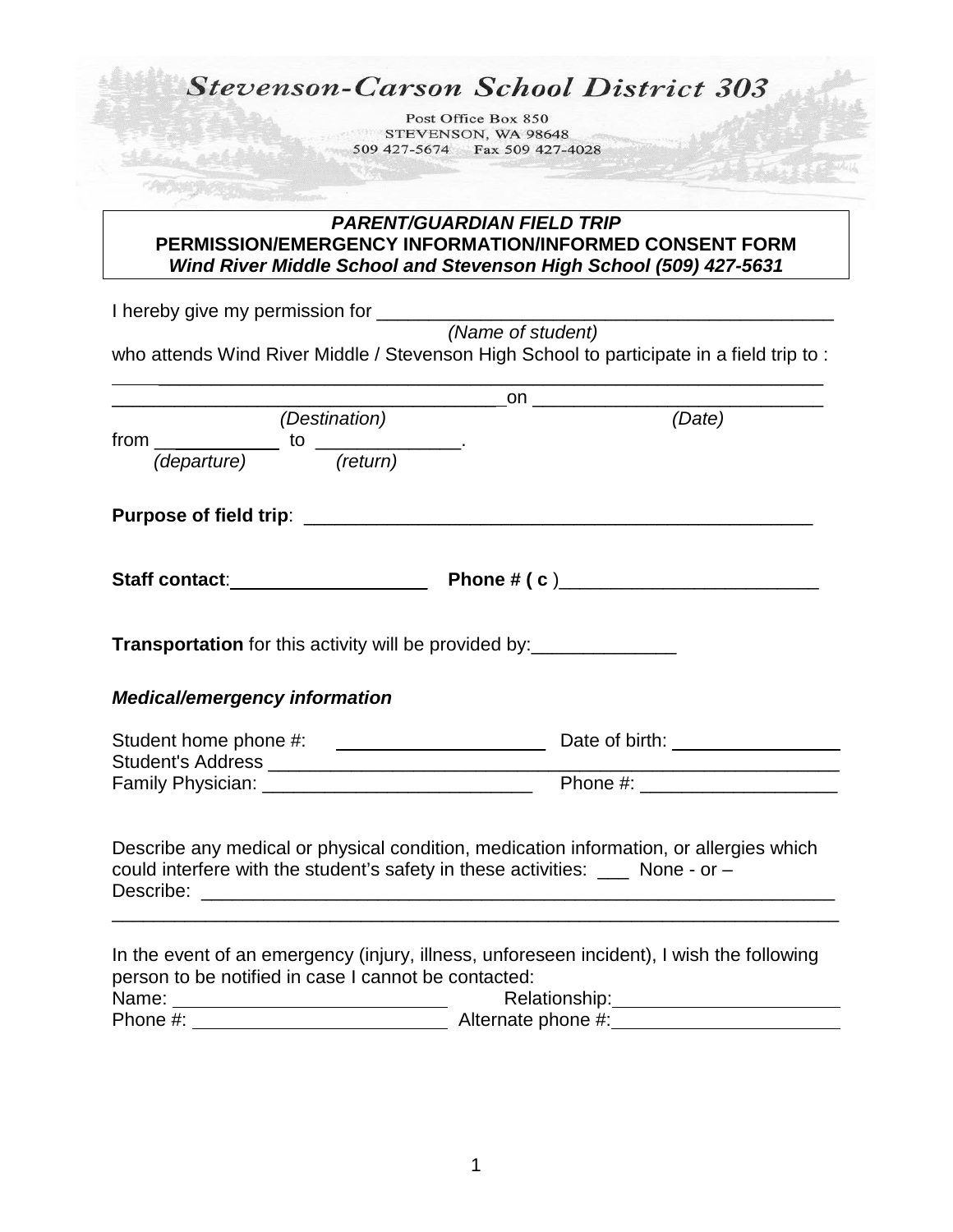# Stevenson-Carson School District 303

Post Office Box 850
STEVENSON, WA 98648
509 427-5674 Fax 509 427-4028

***PARENT/GUARDIAN FIELD TRIP***
**PERMISSION/EMERGENCY INFORMATION/INFORMED CONSENT FORM**
***Wind River Middle School and Stevenson High School (509) 427-5631***

I hereby give my permission for ______________________________________________
*(Name of student)*

who attends Wind River Middle / Stevenson High School to participate in a field trip to :

_____________________________________________________________________

_____________________________________on ___________________________
*(Destination)* *(Date)*

from ____________ to ______________.
*(departure)* *(return)*

**Purpose of field trip**: __________________________________________________

**Staff contact**:___________________ **Phone # ( c** )_________________________

**Transportation** for this activity will be provided by:______________

***Medical/emergency information***

Student home phone #: ____________________ Date of birth: ________________

Student's Address ________________________________________________________

Family Physician: __________________________ Phone #: ___________________

Describe any medical or physical condition, medication information, or allergies which could interfere with the student's safety in these activities: ___ None - or –

Describe: _______________________________________________________________

_____________________________________________________________________

In the event of an emergency (injury, illness, unforeseen incident), I wish the following person to be notified in case I cannot be contacted:

Name: ___________________________ Relationship:______________________

Phone #: _________________________ Alternate phone #:______________________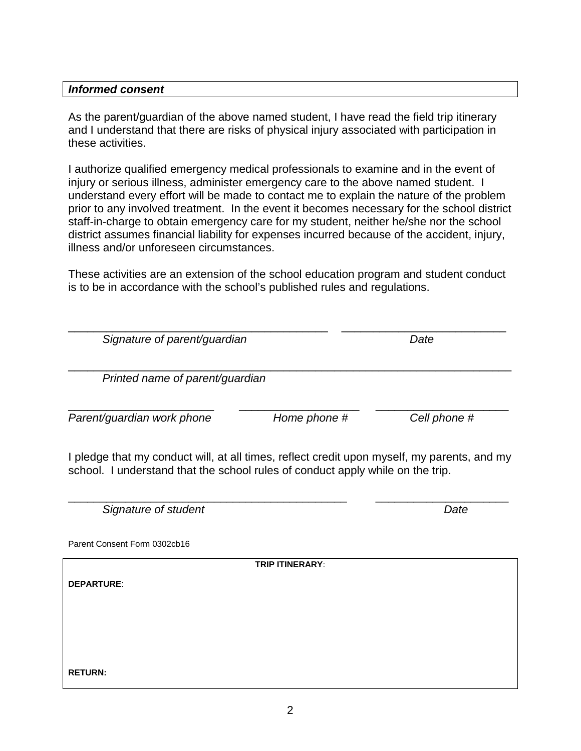***Informed consent***

As the parent/guardian of the above named student, I have read the field trip itinerary and I understand that there are risks of physical injury associated with participation in these activities.

I authorize qualified emergency medical professionals to examine and in the event of injury or serious illness, administer emergency care to the above named student. I understand every effort will be made to contact me to explain the nature of the problem prior to any involved treatment. In the event it becomes necessary for the school district staff-in-charge to obtain emergency care for my student, neither he/she nor the school district assumes financial liability for expenses incurred because of the accident, injury, illness and/or unforeseen circumstances.

These activities are an extension of the school education program and student conduct is to be in accordance with the school's published rules and regulations.

_________________________________________ _________________________

*Signature of parent/guardian* *Date*

______________________________________________________________________

*Printed name of parent/guardian*

_______________________ ___________________ _____________________

*Parent/guardian work phone* *Home phone #* *Cell phone #*

I pledge that my conduct will, at all times, reflect credit upon myself, my parents, and my school. I understand that the school rules of conduct apply while on the trip.

____________________________________________ _____________________

*Signature of student* *Date*

Parent Consent Form 0302cb16

**TRIP ITINERARY**:

**DEPARTURE**:

**RETURN:**